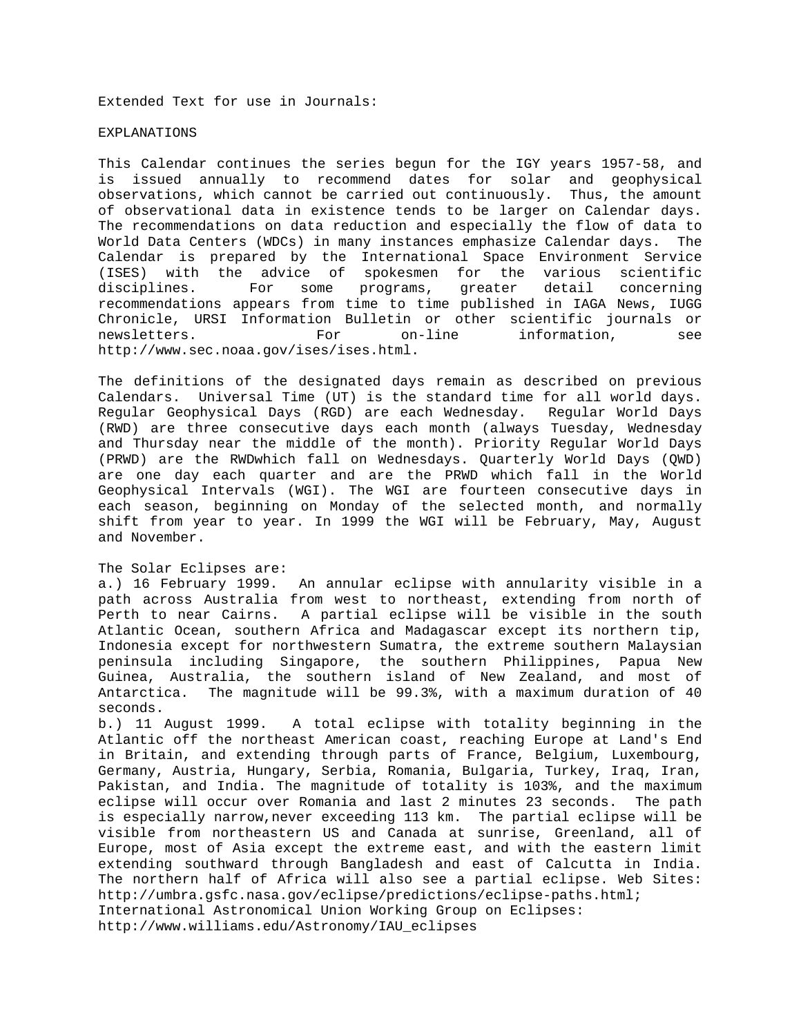Extended Text for use in Journals:

## EXPLANATIONS

This Calendar continues the series begun for the IGY years 1957-58, and is issued annually to recommend dates for solar and geophysical observations, which cannot be carried out continuously. Thus, the amount of observational data in existence tends to be larger on Calendar days. The recommendations on data reduction and especially the flow of data to World Data Centers (WDCs) in many instances emphasize Calendar days. The Calendar is prepared by the International Space Environment Service (ISES) with the advice of spokesmen for the various scientific disciplines. For some programs, greater detail concerning recommendations appears from time to time published in IAGA News, IUGG Chronicle, URSI Information Bulletin or other scientific journals or newsletters. For on-line information, see http://www.sec.noaa.gov/ises/ises.html.

The definitions of the designated days remain as described on previous Calendars. Universal Time (UT) is the standard time for all world days. Regular Geophysical Days (RGD) are each Wednesday. Regular World Days (RWD) are three consecutive days each month (always Tuesday, Wednesday and Thursday near the middle of the month). Priority Regular World Days (PRWD) are the RWDwhich fall on Wednesdays. Quarterly World Days (QWD) are one day each quarter and are the PRWD which fall in the World Geophysical Intervals (WGI). The WGI are fourteen consecutive days in each season, beginning on Monday of the selected month, and normally shift from year to year. In 1999 the WGI will be February, May, August and November.

The Solar Eclipses are:

a.) 16 February 1999. An annular eclipse with annularity visible in a path across Australia from west to northeast, extending from north of Perth to near Cairns. A partial eclipse will be visible in the south Atlantic Ocean, southern Africa and Madagascar except its northern tip, Indonesia except for northwestern Sumatra, the extreme southern Malaysian peninsula including Singapore, the southern Philippines, Papua New Guinea, Australia, the southern island of New Zealand, and most of Antarctica. The magnitude will be 99.3%, with a maximum duration of 40 seconds.

b.) 11 August 1999. A total eclipse with totality beginning in the Atlantic off the northeast American coast, reaching Europe at Land's End in Britain, and extending through parts of France, Belgium, Luxembourg, Germany, Austria, Hungary, Serbia, Romania, Bulgaria, Turkey, Iraq, Iran, Pakistan, and India. The magnitude of totality is 103%, and the maximum eclipse will occur over Romania and last 2 minutes 23 seconds. The path is especially narrow,never exceeding 113 km. The partial eclipse will be visible from northeastern US and Canada at sunrise, Greenland, all of Europe, most of Asia except the extreme east, and with the eastern limit extending southward through Bangladesh and east of Calcutta in India. The northern half of Africa will also see a partial eclipse. Web Sites: http://umbra.gsfc.nasa.gov/eclipse/predictions/eclipse-paths.html; International Astronomical Union Working Group on Eclipses: http://www.williams.edu/Astronomy/IAU_eclipses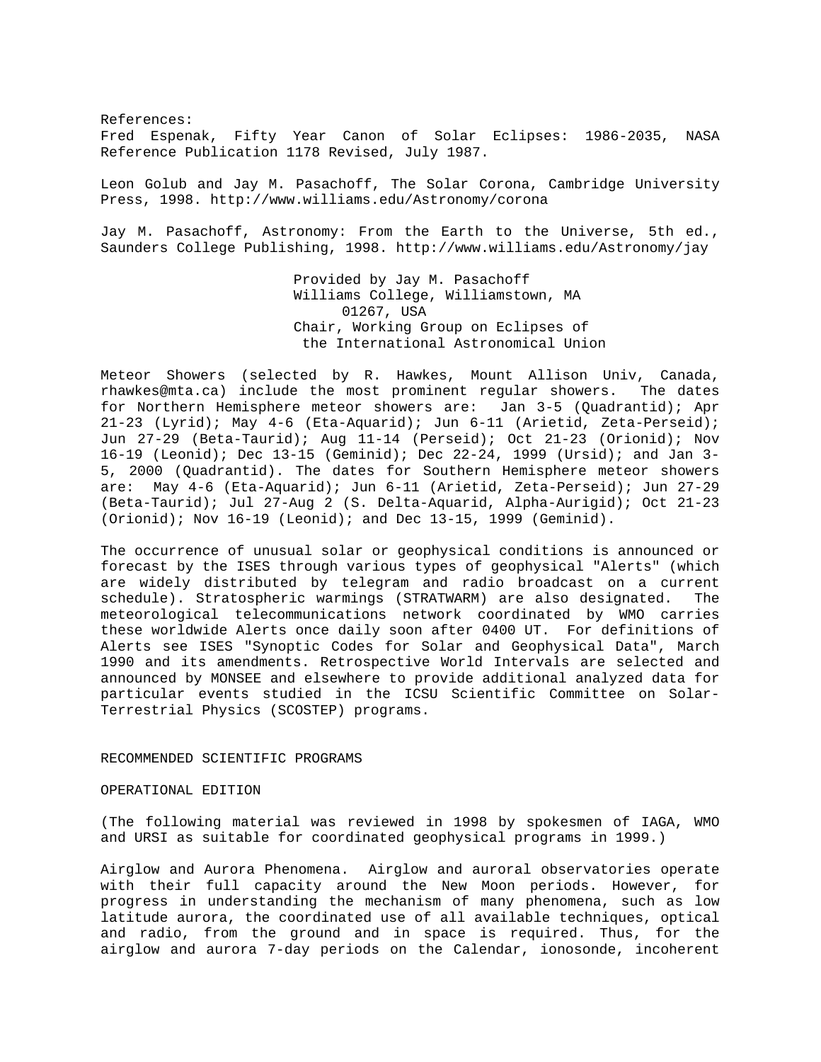References:
Fred Espenak, Fifty Year Canon of Solar Eclipses: 1986-2035, NASA Reference Publication 1178 Revised, July 1987.

Leon Golub and Jay M. Pasachoff, The Solar Corona, Cambridge University Press, 1998. http://www.williams.edu/Astronomy/corona

Jay M. Pasachoff, Astronomy: From the Earth to the Universe, 5th ed., Saunders College Publishing, 1998. http://www.williams.edu/Astronomy/jay

Provided by Jay M. Pasachoff
Williams College, Williamstown, MA
01267, USA
Chair, Working Group on Eclipses of
the International Astronomical Union

Meteor Showers (selected by R. Hawkes, Mount Allison Univ, Canada, rhawkes@mta.ca) include the most prominent regular showers. The dates for Northern Hemisphere meteor showers are: Jan 3-5 (Quadrantid); Apr 21-23 (Lyrid); May 4-6 (Eta-Aquarid); Jun 6-11 (Arietid, Zeta-Perseid); Jun 27-29 (Beta-Taurid); Aug 11-14 (Perseid); Oct 21-23 (Orionid); Nov 16-19 (Leonid); Dec 13-15 (Geminid); Dec 22-24, 1999 (Ursid); and Jan 3-5, 2000 (Quadrantid). The dates for Southern Hemisphere meteor showers are: May 4-6 (Eta-Aquarid); Jun 6-11 (Arietid, Zeta-Perseid); Jun 27-29 (Beta-Taurid); Jul 27-Aug 2 (S. Delta-Aquarid, Alpha-Aurigid); Oct 21-23 (Orionid); Nov 16-19 (Leonid); and Dec 13-15, 1999 (Geminid).

The occurrence of unusual solar or geophysical conditions is announced or forecast by the ISES through various types of geophysical "Alerts" (which are widely distributed by telegram and radio broadcast on a current schedule). Stratospheric warmings (STRATWARM) are also designated. The meteorological telecommunications network coordinated by WMO carries these worldwide Alerts once daily soon after 0400 UT. For definitions of Alerts see ISES "Synoptic Codes for Solar and Geophysical Data", March 1990 and its amendments. Retrospective World Intervals are selected and announced by MONSEE and elsewhere to provide additional analyzed data for particular events studied in the ICSU Scientific Committee on Solar-Terrestrial Physics (SCOSTEP) programs.

## RECOMMENDED SCIENTIFIC PROGRAMS

### OPERATIONAL EDITION

(The following material was reviewed in 1998 by spokesmen of IAGA, WMO and URSI as suitable for coordinated geophysical programs in 1999.)

Airglow and Aurora Phenomena. Airglow and auroral observatories operate with their full capacity around the New Moon periods. However, for progress in understanding the mechanism of many phenomena, such as low latitude aurora, the coordinated use of all available techniques, optical and radio, from the ground and in space is required. Thus, for the airglow and aurora 7-day periods on the Calendar, ionosonde, incoherent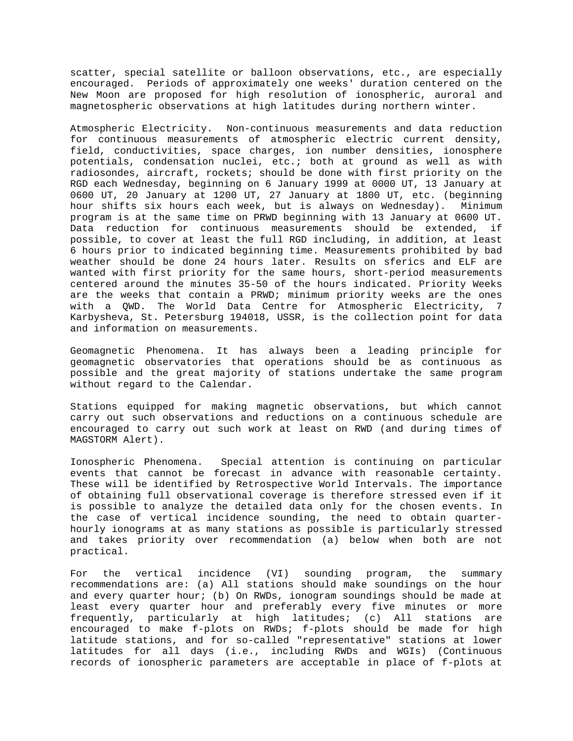scatter, special satellite or balloon observations, etc., are especially encouraged. Periods of approximately one weeks' duration centered on the New Moon are proposed for high resolution of ionospheric, auroral and magnetospheric observations at high latitudes during northern winter.

Atmospheric Electricity. Non-continuous measurements and data reduction for continuous measurements of atmospheric electric current density, field, conductivities, space charges, ion number densities, ionosphere potentials, condensation nuclei, etc.; both at ground as well as with radiosondes, aircraft, rockets; should be done with first priority on the RGD each Wednesday, beginning on 6 January 1999 at 0000 UT, 13 January at 0600 UT, 20 January at 1200 UT, 27 January at 1800 UT, etc. (beginning hour shifts six hours each week, but is always on Wednesday). Minimum program is at the same time on PRWD beginning with 13 January at 0600 UT. Data reduction for continuous measurements should be extended, if possible, to cover at least the full RGD including, in addition, at least 6 hours prior to indicated beginning time. Measurements prohibited by bad weather should be done 24 hours later. Results on sferics and ELF are wanted with first priority for the same hours, short-period measurements centered around the minutes 35-50 of the hours indicated. Priority Weeks are the weeks that contain a PRWD; minimum priority weeks are the ones with a QWD. The World Data Centre for Atmospheric Electricity, 7 Karbysheva, St. Petersburg 194018, USSR, is the collection point for data and information on measurements.

Geomagnetic Phenomena. It has always been a leading principle for geomagnetic observatories that operations should be as continuous as possible and the great majority of stations undertake the same program without regard to the Calendar.

Stations equipped for making magnetic observations, but which cannot carry out such observations and reductions on a continuous schedule are encouraged to carry out such work at least on RWD (and during times of MAGSTORM Alert).

Ionospheric Phenomena. Special attention is continuing on particular events that cannot be forecast in advance with reasonable certainty. These will be identified by Retrospective World Intervals. The importance of obtaining full observational coverage is therefore stressed even if it is possible to analyze the detailed data only for the chosen events. In the case of vertical incidence sounding, the need to obtain quarter-hourly ionograms at as many stations as possible is particularly stressed and takes priority over recommendation (a) below when both are not practical.

For the vertical incidence (VI) sounding program, the summary recommendations are: (a) All stations should make soundings on the hour and every quarter hour; (b) On RWDs, ionogram soundings should be made at least every quarter hour and preferably every five minutes or more frequently, particularly at high latitudes; (c) All stations are encouraged to make f-plots on RWDs; f-plots should be made for high latitude stations, and for so-called "representative" stations at lower latitudes for all days (i.e., including RWDs and WGIs) (Continuous records of ionospheric parameters are acceptable in place of f-plots at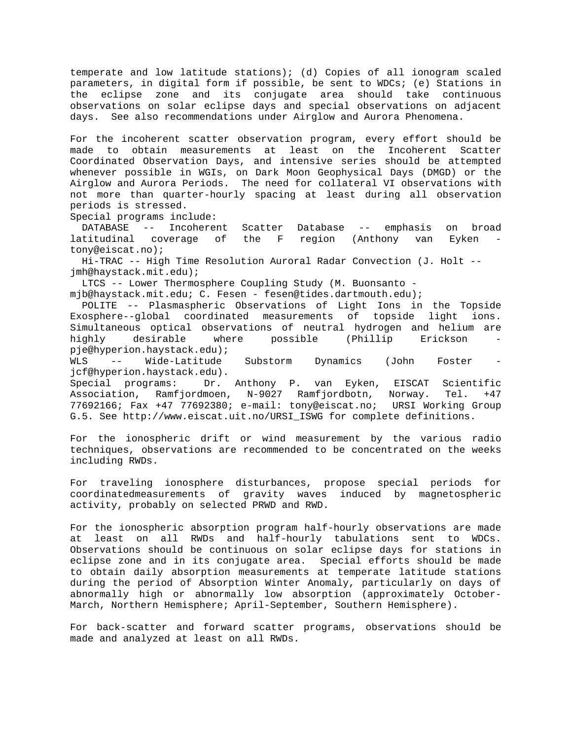temperate and low latitude stations); (d) Copies of all ionogram scaled parameters, in digital form if possible, be sent to WDCs; (e) Stations in the eclipse zone and its conjugate area should take continuous observations on solar eclipse days and special observations on adjacent days. See also recommendations under Airglow and Aurora Phenomena.

For the incoherent scatter observation program, every effort should be made to obtain measurements at least on the Incoherent Scatter Coordinated Observation Days, and intensive series should be attempted whenever possible in WGIs, on Dark Moon Geophysical Days (DMGD) or the Airglow and Aurora Periods. The need for collateral VI observations with not more than quarter-hourly spacing at least during all observation periods is stressed.

Special programs include:

DATABASE -- Incoherent Scatter Database -- emphasis on broad latitudinal coverage of the F region (Anthony van Eyken - tony@eiscat.no);

Hi-TRAC -- High Time Resolution Auroral Radar Convection (J. Holt -- jmh@haystack.mit.edu);

LTCS -- Lower Thermosphere Coupling Study (M. Buonsanto - mjb@haystack.mit.edu; C. Fesen - fesen@tides.dartmouth.edu);

POLITE -- Plasmaspheric Observations of Light Ions in the Topside Exosphere--global coordinated measurements of topside light ions. Simultaneous optical observations of neutral hydrogen and helium are highly desirable where possible (Phillip Erickson - pje@hyperion.haystack.edu);

WLS -- Wide-Latitude Substorm Dynamics (John Foster - jcf@hyperion.haystack.edu).

Special programs: Dr. Anthony P. van Eyken, EISCAT Scientific Association, Ramfjordmoen, N-9027 Ramfjordbotn, Norway. Tel. +47 77692166; Fax +47 77692380; e-mail: tony@eiscat.no; URSI Working Group G.5. See http://www.eiscat.uit.no/URSI_ISWG for complete definitions.

For the ionospheric drift or wind measurement by the various radio techniques, observations are recommended to be concentrated on the weeks including RWDs.

For traveling ionosphere disturbances, propose special periods for coordinatedmeasurements of gravity waves induced by magnetospheric activity, probably on selected PRWD and RWD.

For the ionospheric absorption program half-hourly observations are made at least on all RWDs and half-hourly tabulations sent to WDCs. Observations should be continuous on solar eclipse days for stations in eclipse zone and in its conjugate area. Special efforts should be made to obtain daily absorption measurements at temperate latitude stations during the period of Absorption Winter Anomaly, particularly on days of abnormally high or abnormally low absorption (approximately October-March, Northern Hemisphere; April-September, Southern Hemisphere).

For back-scatter and forward scatter programs, observations should be made and analyzed at least on all RWDs.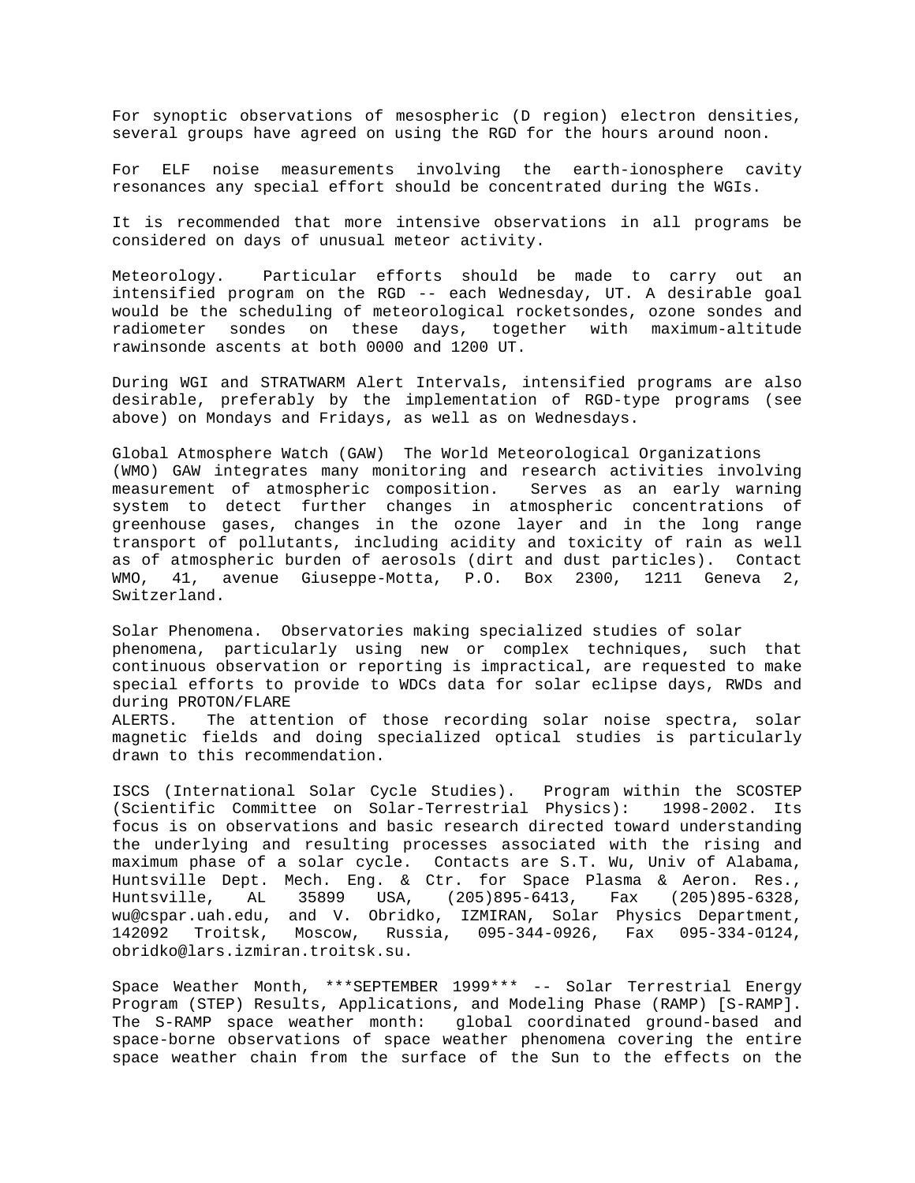For synoptic observations of mesospheric (D region) electron densities, several groups have agreed on using the RGD for the hours around noon.

For ELF noise measurements involving the earth-ionosphere cavity resonances any special effort should be concentrated during the WGIs.

It is recommended that more intensive observations in all programs be considered on days of unusual meteor activity.

Meteorology. Particular efforts should be made to carry out an intensified program on the RGD -- each Wednesday, UT. A desirable goal would be the scheduling of meteorological rocketsondes, ozone sondes and radiometer sondes on these days, together with maximum-altitude rawinsonde ascents at both 0000 and 1200 UT.

During WGI and STRATWARM Alert Intervals, intensified programs are also desirable, preferably by the implementation of RGD-type programs (see above) on Mondays and Fridays, as well as on Wednesdays.

Global Atmosphere Watch (GAW) The World Meteorological Organizations (WMO) GAW integrates many monitoring and research activities involving measurement of atmospheric composition. Serves as an early warning system to detect further changes in atmospheric concentrations of greenhouse gases, changes in the ozone layer and in the long range transport of pollutants, including acidity and toxicity of rain as well as of atmospheric burden of aerosols (dirt and dust particles). Contact WMO, 41, avenue Giuseppe-Motta, P.O. Box 2300, 1211 Geneva 2, Switzerland.

Solar Phenomena. Observatories making specialized studies of solar phenomena, particularly using new or complex techniques, such that continuous observation or reporting is impractical, are requested to make special efforts to provide to WDCs data for solar eclipse days, RWDs and during PROTON/FLARE ALERTS. The attention of those recording solar noise spectra, solar magnetic fields and doing specialized optical studies is particularly drawn to this recommendation.

ISCS (International Solar Cycle Studies). Program within the SCOSTEP (Scientific Committee on Solar-Terrestrial Physics): 1998-2002. Its focus is on observations and basic research directed toward understanding the underlying and resulting processes associated with the rising and maximum phase of a solar cycle. Contacts are S.T. Wu, Univ of Alabama, Huntsville Dept. Mech. Eng. & Ctr. for Space Plasma & Aeron. Res., Huntsville, AL 35899 USA, (205)895-6413, Fax (205)895-6328, wu@cspar.uah.edu, and V. Obridko, IZMIRAN, Solar Physics Department, 142092 Troitsk, Moscow, Russia, 095-344-0926, Fax 095-334-0124, obridko@lars.izmiran.troitsk.su.

Space Weather Month, ***SEPTEMBER 1999*** -- Solar Terrestrial Energy Program (STEP) Results, Applications, and Modeling Phase (RAMP) [S-RAMP]. The S-RAMP space weather month: global coordinated ground-based and space-borne observations of space weather phenomena covering the entire space weather chain from the surface of the Sun to the effects on the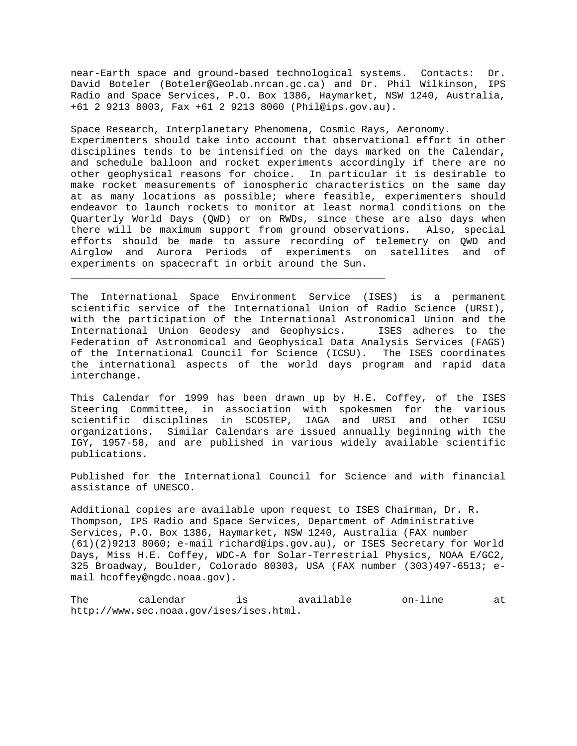near-Earth space and ground-based technological systems. Contacts: Dr. David Boteler (Boteler@Geolab.nrcan.gc.ca) and Dr. Phil Wilkinson, IPS Radio and Space Services, P.O. Box 1386, Haymarket, NSW 1240, Australia, +61 2 9213 8003, Fax +61 2 9213 8060 (Phil@ips.gov.au).

Space Research, Interplanetary Phenomena, Cosmic Rays, Aeronomy. Experimenters should take into account that observational effort in other disciplines tends to be intensified on the days marked on the Calendar, and schedule balloon and rocket experiments accordingly if there are no other geophysical reasons for choice. In particular it is desirable to make rocket measurements of ionospheric characteristics on the same day at as many locations as possible; where feasible, experimenters should endeavor to launch rockets to monitor at least normal conditions on the Quarterly World Days (QWD) or on RWDs, since these are also days when there will be maximum support from ground observations. Also, special efforts should be made to assure recording of telemetry on QWD and Airglow and Aurora Periods of experiments on satellites and of experiments on spacecraft in orbit around the Sun.

---

The International Space Environment Service (ISES) is a permanent scientific service of the International Union of Radio Science (URSI), with the participation of the International Astronomical Union and the International Union Geodesy and Geophysics. ISES adheres to the Federation of Astronomical and Geophysical Data Analysis Services (FAGS) of the International Council for Science (ICSU). The ISES coordinates the international aspects of the world days program and rapid data interchange.

This Calendar for 1999 has been drawn up by H.E. Coffey, of the ISES Steering Committee, in association with spokesmen for the various scientific disciplines in SCOSTEP, IAGA and URSI and other ICSU organizations. Similar Calendars are issued annually beginning with the IGY, 1957-58, and are published in various widely available scientific publications.

Published for the International Council for Science and with financial assistance of UNESCO.

Additional copies are available upon request to ISES Chairman, Dr. R. Thompson, IPS Radio and Space Services, Department of Administrative Services, P.O. Box 1386, Haymarket, NSW 1240, Australia (FAX number (61)(2)9213 8060; e-mail richard@ips.gov.au), or ISES Secretary for World Days, Miss H.E. Coffey, WDC-A for Solar-Terrestrial Physics, NOAA E/GC2, 325 Broadway, Boulder, Colorado 80303, USA (FAX number (303)497-6513; e-mail hcoffey@ngdc.noaa.gov).

The calendar is available on-line at http://www.sec.noaa.gov/ises/ises.html.